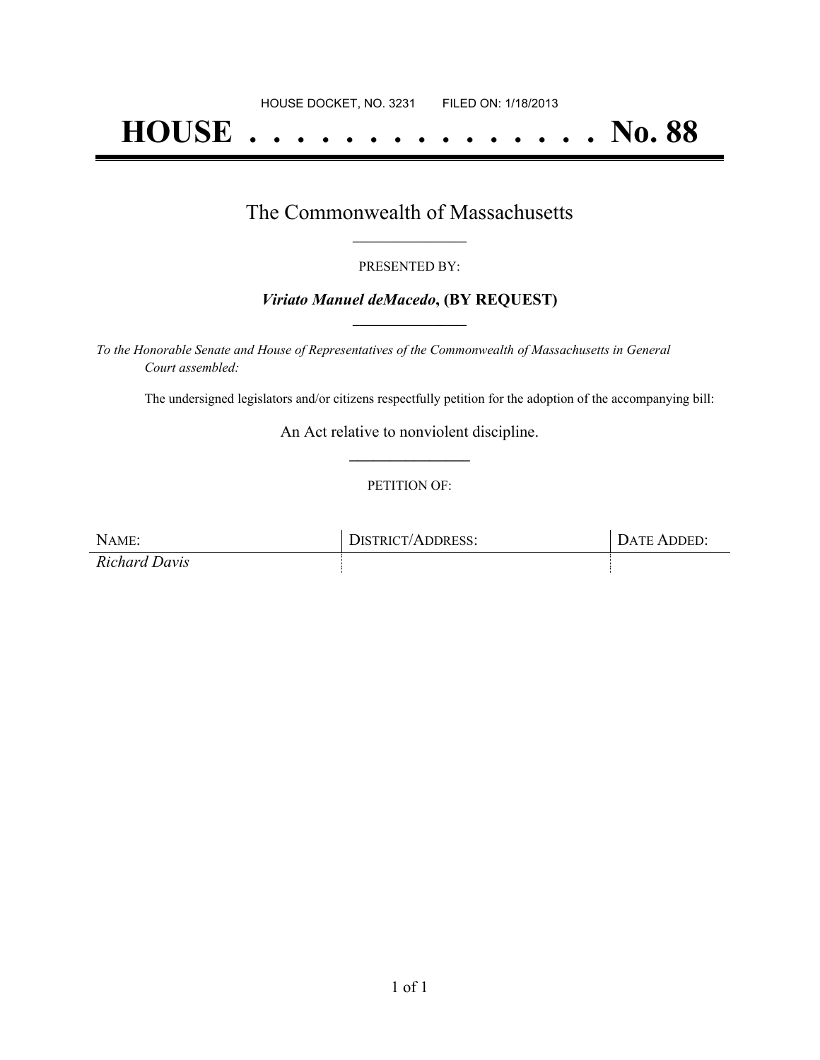HOUSE DOCKET, NO. 3231        FILED ON: 1/18/2013

# HOUSE . . . . . . . . . . . . . . . No. 88

## The Commonwealth of Massachusetts

PRESENTED BY:

***Viriato Manuel deMacedo*, (BY REQUEST)**

*To the Honorable Senate and House of Representatives of the Commonwealth of Massachusetts in General Court assembled:*

The undersigned legislators and/or citizens respectfully petition for the adoption of the accompanying bill:

An Act relative to nonviolent discipline.

PETITION OF:

| NAME: | DISTRICT/ADDRESS: | DATE ADDED: |
|---|---|---|
| *Richard Davis* | | |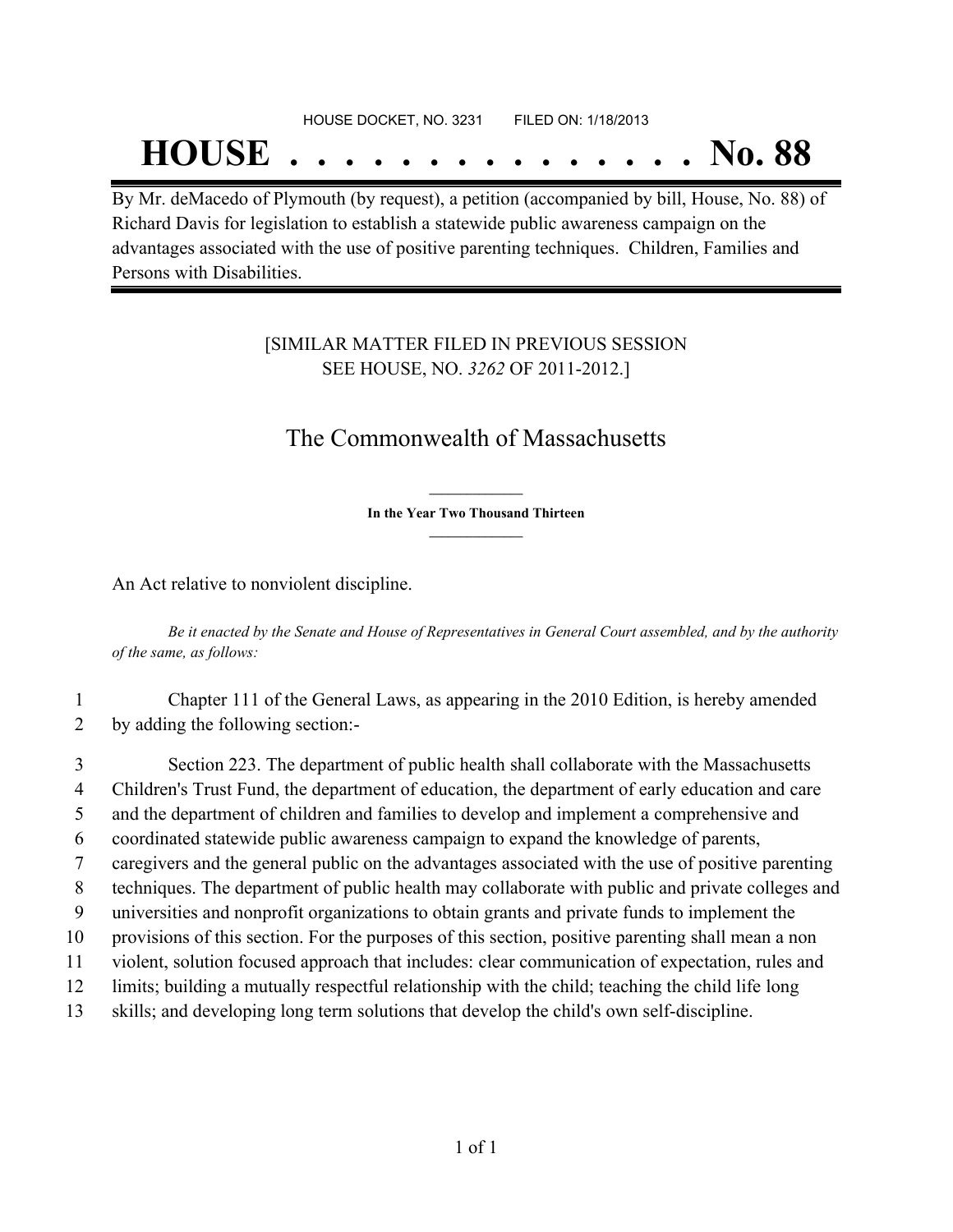HOUSE DOCKET, NO. 3231 FILED ON: 1/18/2013

# HOUSE . . . . . . . . . . . . . . . No. 88

By Mr. deMacedo of Plymouth (by request), a petition (accompanied by bill, House, No. 88) of Richard Davis for legislation to establish a statewide public awareness campaign on the advantages associated with the use of positive parenting techniques. Children, Families and Persons with Disabilities.

[SIMILAR MATTER FILED IN PREVIOUS SESSION SEE HOUSE, NO. *3262* OF 2011-2012.]

## The Commonwealth of Massachusetts

**In the Year Two Thousand Thirteen**

An Act relative to nonviolent discipline.

*Be it enacted by the Senate and House of Representatives in General Court assembled, and by the authority of the same, as follows:*

1 Chapter 111 of the General Laws, as appearing in the 2010 Edition, is hereby amended
2 by adding the following section:-

3 Section 223. The department of public health shall collaborate with the Massachusetts
4 Children's Trust Fund, the department of education, the department of early education and care
5 and the department of children and families to develop and implement a comprehensive and
6 coordinated statewide public awareness campaign to expand the knowledge of parents,
7 caregivers and the general public on the advantages associated with the use of positive parenting
8 techniques. The department of public health may collaborate with public and private colleges and
9 universities and nonprofit organizations to obtain grants and private funds to implement the
10 provisions of this section. For the purposes of this section, positive parenting shall mean a non
11 violent, solution focused approach that includes: clear communication of expectation, rules and
12 limits; building a mutually respectful relationship with the child; teaching the child life long
13 skills; and developing long term solutions that develop the child's own self-discipline.